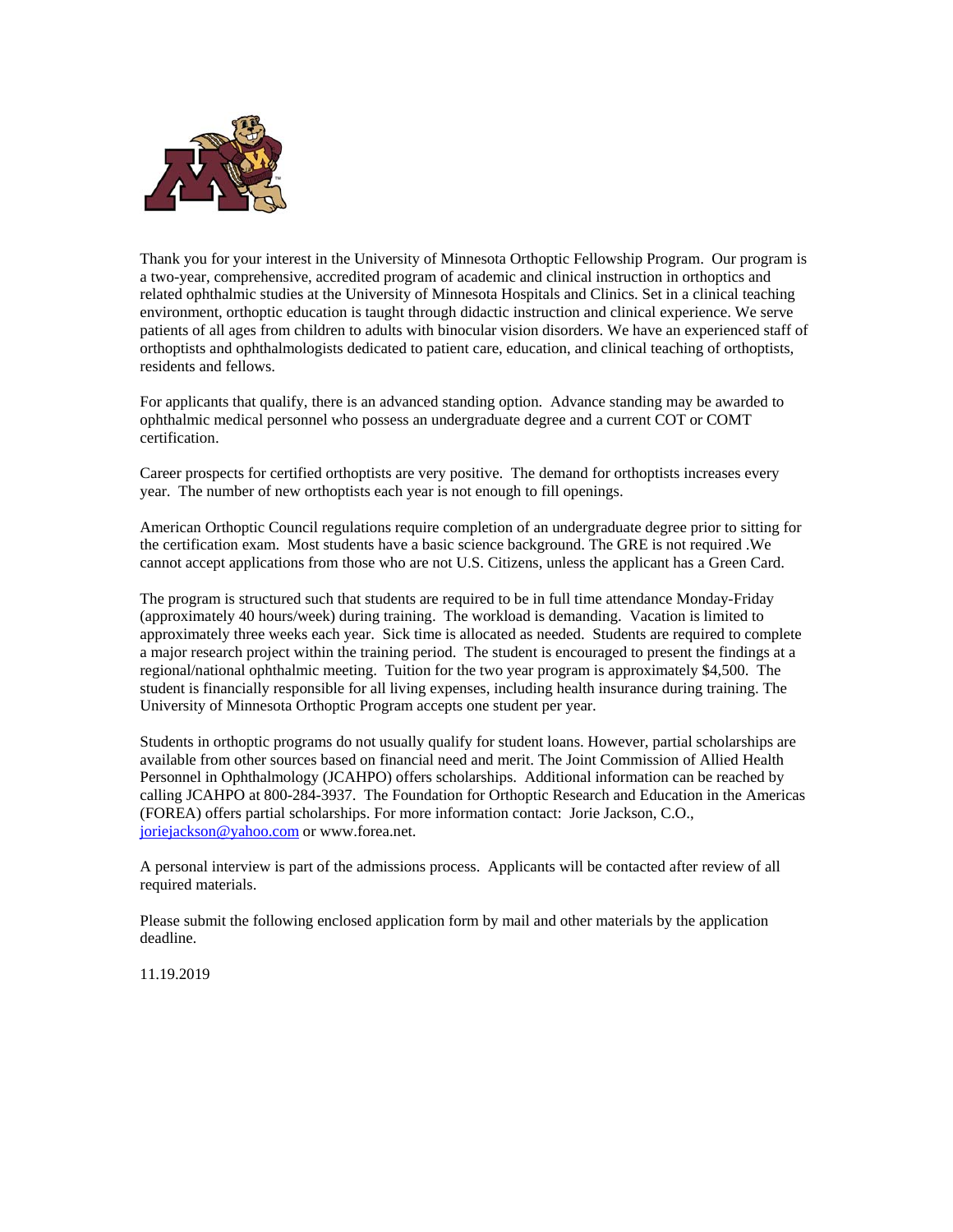Thank you for your interest in the University of Minnesota Orthoptic Fellowship Program. Our program is a two-year, comprehensive, accredited program of academic and clinical instruction in orthoptics and related ophthalmic studies at the University of Minnesota Hospitals and Clinics. Set in a clinical teaching environment, orthoptic education is taught through didactic instruction and clinical experience. We serve patients of all ages from children to adults with binocular vision disorders. We have an experienced staff of orthoptists and ophthalmologists dedicated to patient care, education, and clinical teaching of orthoptists, residents and fellows.

For applicants that qualify, there is an advanced standing option. Advance standing may be awarded to ophthalmic medical personnel who possess an undergraduate degree and a current COT or COMT certification.

Career prospects for certified orthoptists are very positive. The demand for orthoptists increases every year. The number of new orthoptists each year is not enough to fill openings.

American Orthoptic Council regulations require completion of an undergraduate degree prior to sitting for the certification exam. Most students have a basic science background. The GRE is not required .We cannot accept applications from those who are not U.S. Citizens, unless the applicant has a Green Card.

The program is structured such that students are required to be in full time attendance Monday-Friday (approximately 40 hours/week) during training. The workload is demanding. Vacation is limited to approximately three weeks each year. Sick time is allocated as needed. Students are required to complete a major research project within the training period. The student is encouraged to present the findings at a regional/national ophthalmic meeting. Tuition for the two year program is approximately $4,500. The student is financially responsible for all living expenses, including health insurance during training. The University of Minnesota Orthoptic Program accepts one student per year.

Students in orthoptic programs do not usually qualify for student loans. However, partial scholarships are available from other sources based on financial need and merit. The Joint Commission of Allied Health Personnel in Ophthalmology (JCAHPO) offers scholarships. Additional information can be reached by calling JCAHPO at 800-284-3937. The Foundation for Orthoptic Research and Education in the Americas (FOREA) offers partial scholarships. For more information contact: Jorie Jackson, C.O., joriejackson@yahoo.com or www.forea.net.

A personal interview is part of the admissions process. Applicants will be contacted after review of all required materials.

Please submit the following enclosed application form by mail and other materials by the application deadline.

11.19.2019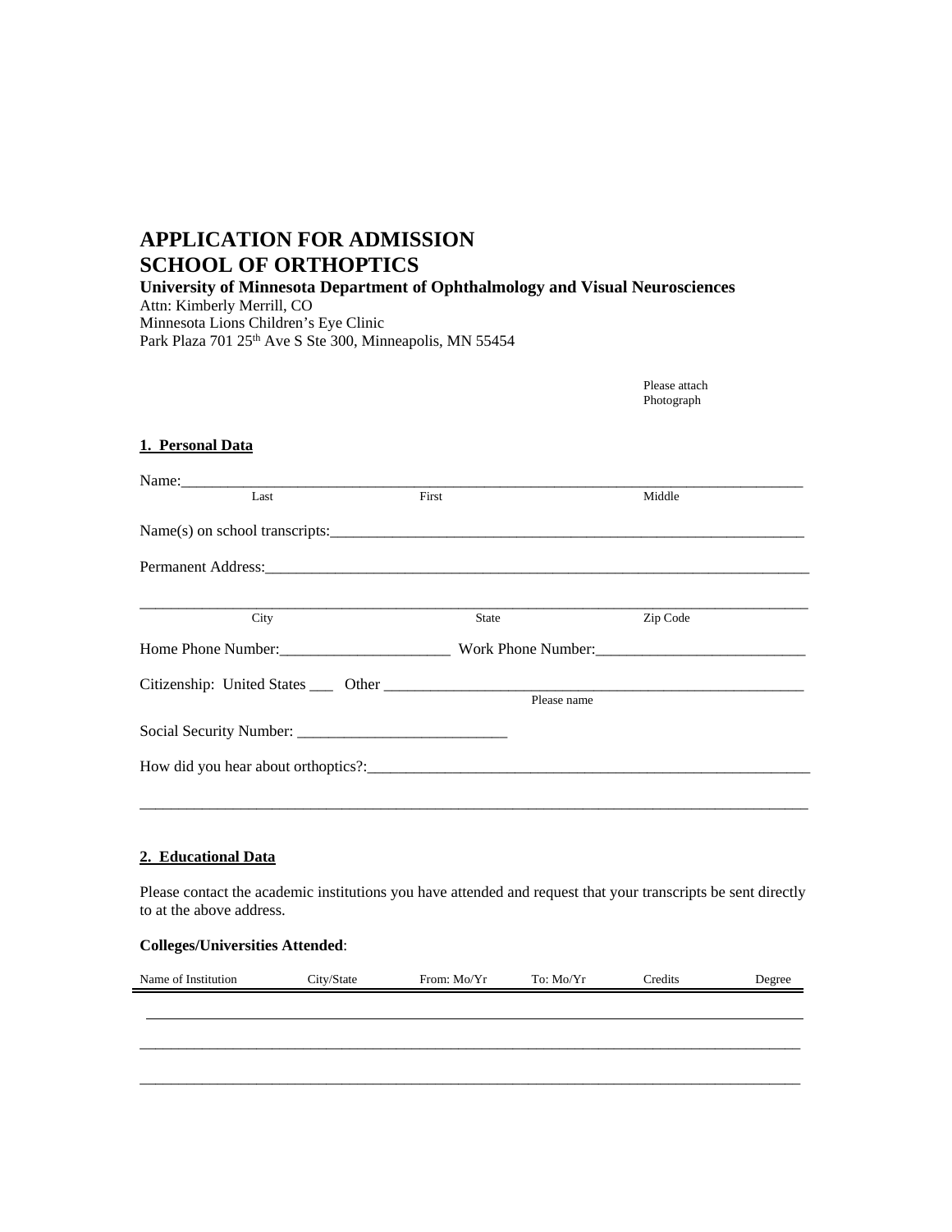# APPLICATION FOR ADMISSION
# SCHOOL OF ORTHOPTICS

**University of Minnesota Department of Ophthalmology and Visual Neurosciences**
Attn: Kimberly Merrill, CO
Minnesota Lions Children's Eye Clinic
Park Plaza 701 25th Ave S Ste 300, Minneapolis, MN 55454

Please attach
Photograph

**1. Personal Data**

Name:______________________________________________________________________________
Last First Middle

Name(s) on school transcripts:_______________________________________________________________

Permanent Address:___________________________________________________________________

_______________________________________________________________________________________
City State Zip Code

Home Phone Number:_____________________ Work Phone Number:__________________________

Citizenship: United States ___ Other ______________________________________________________
Please name

Social Security Number: __________________________

How did you hear about orthoptics?:__________________________________________________________

_______________________________________________________________________________________

**2. Educational Data**

Please contact the academic institutions you have attended and request that your transcripts be sent directly to at the above address.

**Colleges/Universities Attended**:

| Name of Institution | City/State | From: Mo/Yr | To: Mo/Yr | Credits | Degree |
|---|---|---|---|---|---|
| | | | | | |
| | | | | | |
| | | | | | |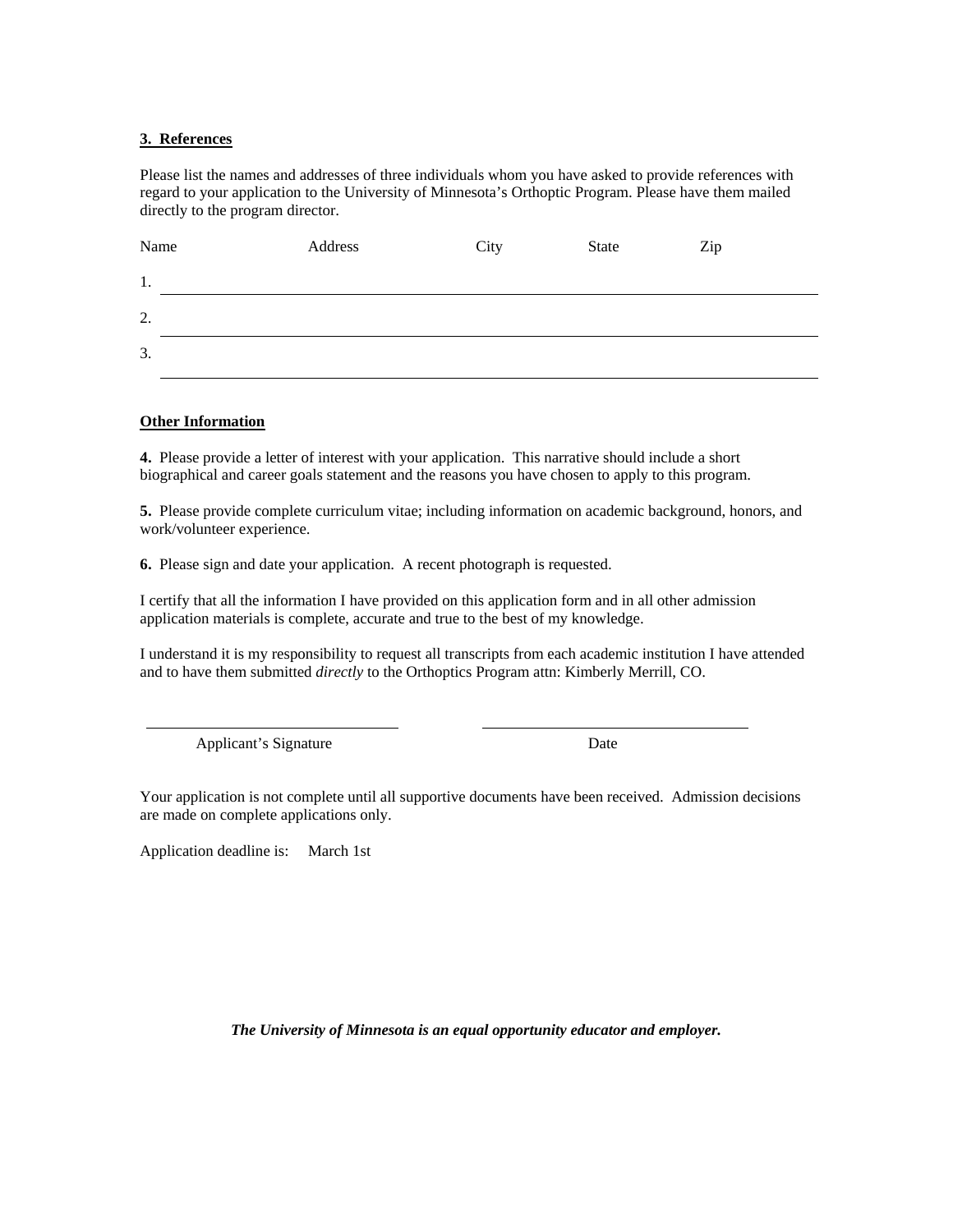**3. References**

Please list the names and addresses of three individuals whom you have asked to provide references with regard to your application to the University of Minnesota's Orthoptic Program. Please have them mailed directly to the program director.

| Name | Address | City | State | Zip |
|---|---|---|---|---|
| 1. | | | | |
| 2. | | | | |
| 3. | | | | |

**Other Information**

**4.** Please provide a letter of interest with your application. This narrative should include a short biographical and career goals statement and the reasons you have chosen to apply to this program.

**5.** Please provide complete curriculum vitae; including information on academic background, honors, and work/volunteer experience.

**6.** Please sign and date your application. A recent photograph is requested.

I certify that all the information I have provided on this application form and in all other admission application materials is complete, accurate and true to the best of my knowledge.

I understand it is my responsibility to request all transcripts from each academic institution I have attended and to have them submitted *directly* to the Orthoptics Program attn: Kimberly Merrill, CO.

______________________________ ______________________________

Applicant's Signature Date

Your application is not complete until all supportive documents have been received. Admission decisions are made on complete applications only.

Application deadline is: March 1st

***The University of Minnesota is an equal opportunity educator and employer.***